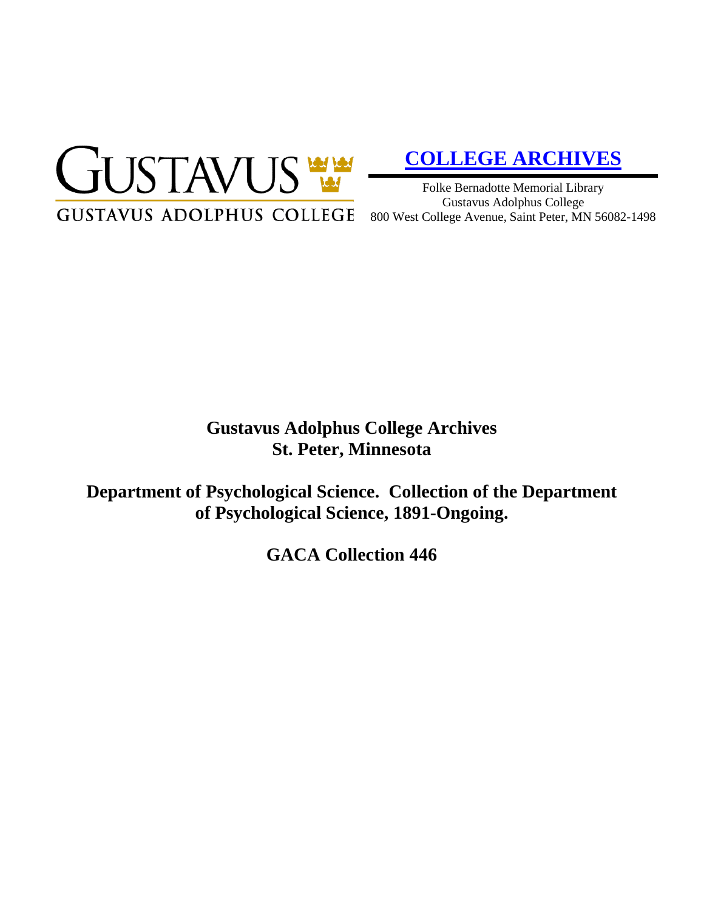GUSTAVUS
GUSTAVUS ADOLPHUS COLLEGE

**COLLEGE ARCHIVES**

Folke Bernadotte Memorial Library
Gustavus Adolphus College
800 West College Avenue, Saint Peter, MN 56082-1498

# Gustavus Adolphus College Archives
# St. Peter, Minnesota

## Department of Psychological Science. Collection of the Department of Psychological Science, 1891-Ongoing.

## GACA Collection 446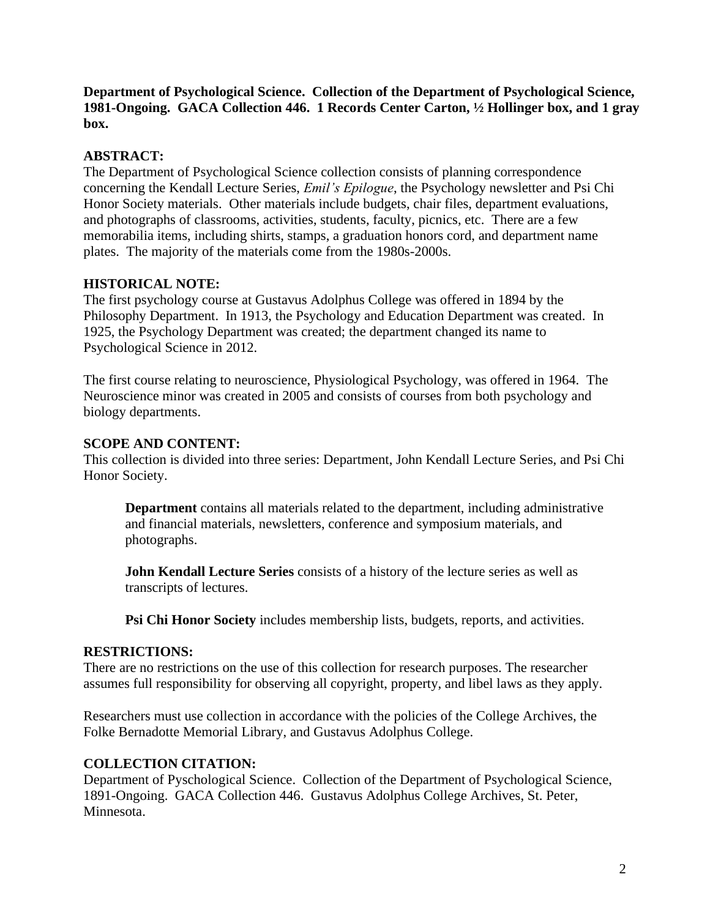**Department of Psychological Science. Collection of the Department of Psychological Science, 1981-Ongoing. GACA Collection 446. 1 Records Center Carton, ½ Hollinger box, and 1 gray box.**

## ABSTRACT:

The Department of Psychological Science collection consists of planning correspondence concerning the Kendall Lecture Series, *Emil's Epilogue*, the Psychology newsletter and Psi Chi Honor Society materials. Other materials include budgets, chair files, department evaluations, and photographs of classrooms, activities, students, faculty, picnics, etc. There are a few memorabilia items, including shirts, stamps, a graduation honors cord, and department name plates. The majority of the materials come from the 1980s-2000s.

## HISTORICAL NOTE:

The first psychology course at Gustavus Adolphus College was offered in 1894 by the Philosophy Department. In 1913, the Psychology and Education Department was created. In 1925, the Psychology Department was created; the department changed its name to Psychological Science in 2012.

The first course relating to neuroscience, Physiological Psychology, was offered in 1964. The Neuroscience minor was created in 2005 and consists of courses from both psychology and biology departments.

## SCOPE AND CONTENT:

This collection is divided into three series: Department, John Kendall Lecture Series, and Psi Chi Honor Society.

> **Department** contains all materials related to the department, including administrative and financial materials, newsletters, conference and symposium materials, and photographs.
>
> **John Kendall Lecture Series** consists of a history of the lecture series as well as transcripts of lectures.
>
> **Psi Chi Honor Society** includes membership lists, budgets, reports, and activities.

## RESTRICTIONS:

There are no restrictions on the use of this collection for research purposes. The researcher assumes full responsibility for observing all copyright, property, and libel laws as they apply.

Researchers must use collection in accordance with the policies of the College Archives, the Folke Bernadotte Memorial Library, and Gustavus Adolphus College.

## COLLECTION CITATION:

Department of Pyschological Science. Collection of the Department of Psychological Science, 1891-Ongoing. GACA Collection 446. Gustavus Adolphus College Archives, St. Peter, Minnesota.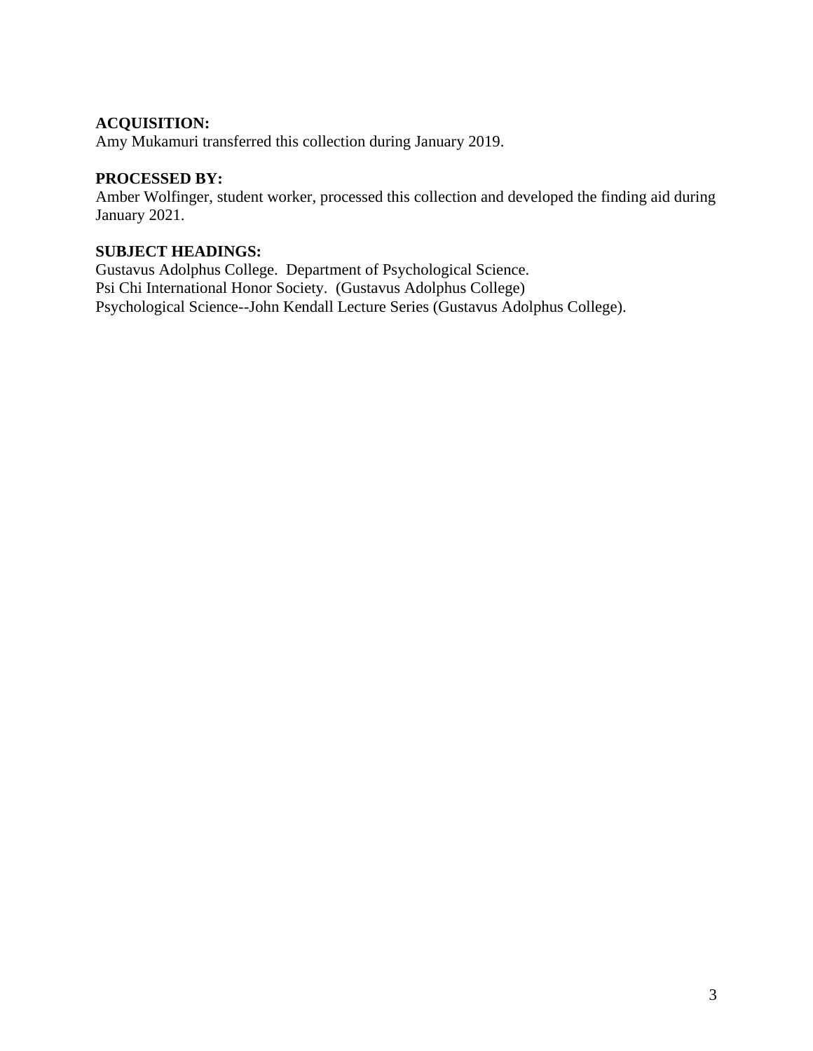**ACQUISITION:**
Amy Mukamuri transferred this collection during January 2019.

**PROCESSED BY:**
Amber Wolfinger, student worker, processed this collection and developed the finding aid during January 2021.

**SUBJECT HEADINGS:**
Gustavus Adolphus College. Department of Psychological Science.
Psi Chi International Honor Society. (Gustavus Adolphus College)
Psychological Science--John Kendall Lecture Series (Gustavus Adolphus College).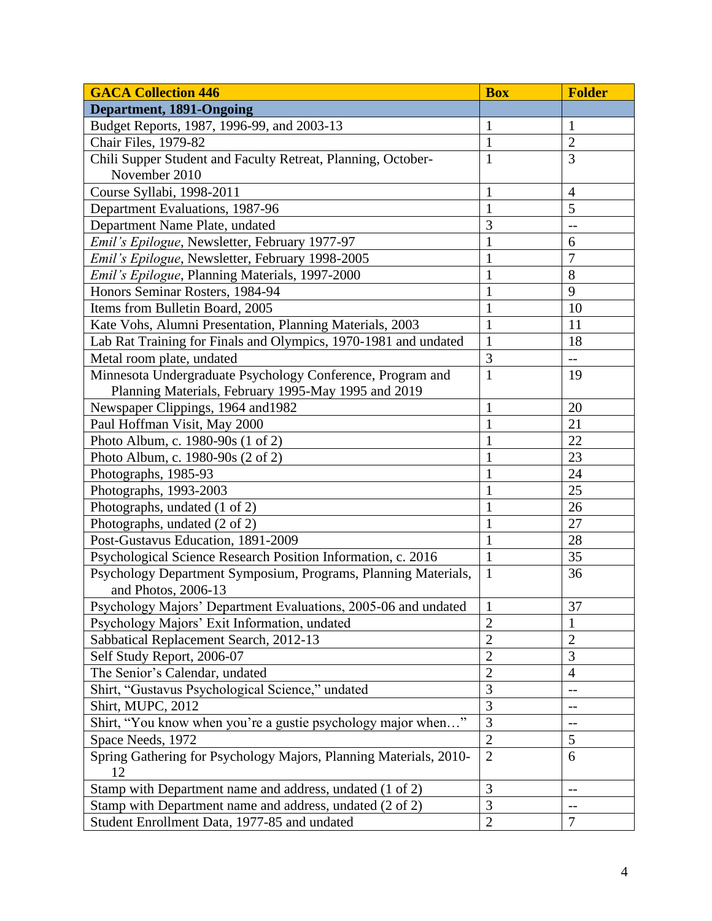| GACA Collection 446 | Box | Folder |
|---|---|---|
| **Department, 1891-Ongoing** | | |
| Budget Reports, 1987, 1996-99, and 2003-13 | 1 | 1 |
| Chair Files, 1979-82 | 1 | 2 |
| Chili Supper Student and Faculty Retreat, Planning, October-November 2010 | 1 | 3 |
| Course Syllabi, 1998-2011 | 1 | 4 |
| Department Evaluations, 1987-96 | 1 | 5 |
| Department Name Plate, undated | 3 | -- |
| *Emil's Epilogue*, Newsletter, February 1977-97 | 1 | 6 |
| *Emil's Epilogue*, Newsletter, February 1998-2005 | 1 | 7 |
| *Emil's Epilogue*, Planning Materials, 1997-2000 | 1 | 8 |
| Honors Seminar Rosters, 1984-94 | 1 | 9 |
| Items from Bulletin Board, 2005 | 1 | 10 |
| Kate Vohs, Alumni Presentation, Planning Materials, 2003 | 1 | 11 |
| Lab Rat Training for Finals and Olympics, 1970-1981 and undated | 1 | 18 |
| Metal room plate, undated | 3 | -- |
| Minnesota Undergraduate Psychology Conference, Program and Planning Materials, February 1995-May 1995 and 2019 | 1 | 19 |
| Newspaper Clippings, 1964 and1982 | 1 | 20 |
| Paul Hoffman Visit, May 2000 | 1 | 21 |
| Photo Album, c. 1980-90s (1 of 2) | 1 | 22 |
| Photo Album, c. 1980-90s (2 of 2) | 1 | 23 |
| Photographs, 1985-93 | 1 | 24 |
| Photographs, 1993-2003 | 1 | 25 |
| Photographs, undated (1 of 2) | 1 | 26 |
| Photographs, undated (2 of 2) | 1 | 27 |
| Post-Gustavus Education, 1891-2009 | 1 | 28 |
| Psychological Science Research Position Information, c. 2016 | 1 | 35 |
| Psychology Department Symposium, Programs, Planning Materials, and Photos, 2006-13 | 1 | 36 |
| Psychology Majors' Department Evaluations, 2005-06 and undated | 1 | 37 |
| Psychology Majors' Exit Information, undated | 2 | 1 |
| Sabbatical Replacement Search, 2012-13 | 2 | 2 |
| Self Study Report, 2006-07 | 2 | 3 |
| The Senior's Calendar, undated | 2 | 4 |
| Shirt, "Gustavus Psychological Science," undated | 3 | -- |
| Shirt, MUPC, 2012 | 3 | -- |
| Shirt, "You know when you're a gustie psychology major when…" | 3 | -- |
| Space Needs, 1972 | 2 | 5 |
| Spring Gathering for Psychology Majors, Planning Materials, 2010-12 | 2 | 6 |
| Stamp with Department name and address, undated (1 of 2) | 3 | -- |
| Stamp with Department name and address, undated (2 of 2) | 3 | -- |
| Student Enrollment Data, 1977-85 and undated | 2 | 7 |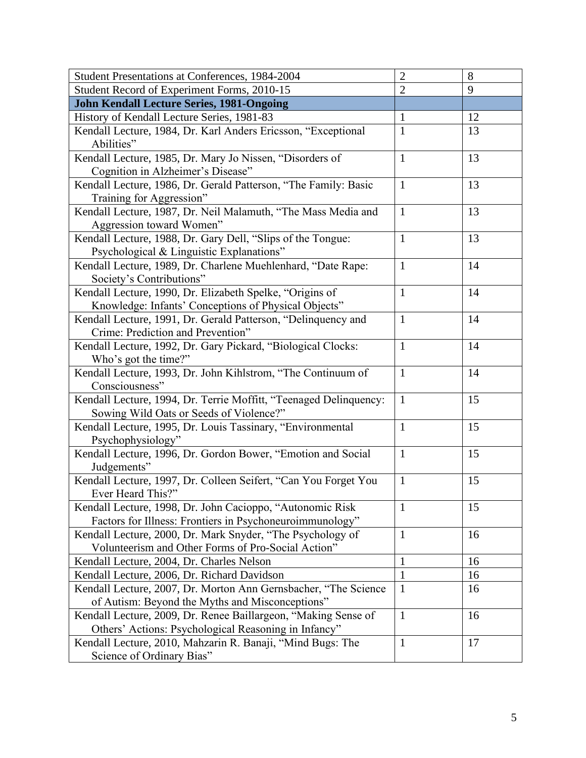| | | |
|---|---|---|
| Student Presentations at Conferences, 1984-2004 | 2 | 8 |
| Student Record of Experiment Forms, 2010-15 | 2 | 9 |
| **John Kendall Lecture Series, 1981-Ongoing** | | |
| History of Kendall Lecture Series, 1981-83 | 1 | 12 |
| Kendall Lecture, 1984, Dr. Karl Anders Ericsson, "Exceptional Abilities" | 1 | 13 |
| Kendall Lecture, 1985, Dr. Mary Jo Nissen, "Disorders of Cognition in Alzheimer's Disease" | 1 | 13 |
| Kendall Lecture, 1986, Dr. Gerald Patterson, "The Family: Basic Training for Aggression" | 1 | 13 |
| Kendall Lecture, 1987, Dr. Neil Malamuth, "The Mass Media and Aggression toward Women" | 1 | 13 |
| Kendall Lecture, 1988, Dr. Gary Dell, "Slips of the Tongue: Psychological & Linguistic Explanations" | 1 | 13 |
| Kendall Lecture, 1989, Dr. Charlene Muehlenhard, "Date Rape: Society's Contributions" | 1 | 14 |
| Kendall Lecture, 1990, Dr. Elizabeth Spelke, "Origins of Knowledge: Infants' Conceptions of Physical Objects" | 1 | 14 |
| Kendall Lecture, 1991, Dr. Gerald Patterson, "Delinquency and Crime: Prediction and Prevention" | 1 | 14 |
| Kendall Lecture, 1992, Dr. Gary Pickard, "Biological Clocks: Who's got the time?" | 1 | 14 |
| Kendall Lecture, 1993, Dr. John Kihlstrom, "The Continuum of Consciousness" | 1 | 14 |
| Kendall Lecture, 1994, Dr. Terrie Moffitt, "Teenaged Delinquency: Sowing Wild Oats or Seeds of Violence?" | 1 | 15 |
| Kendall Lecture, 1995, Dr. Louis Tassinary, "Environmental Psychophysiology" | 1 | 15 |
| Kendall Lecture, 1996, Dr. Gordon Bower, "Emotion and Social Judgements" | 1 | 15 |
| Kendall Lecture, 1997, Dr. Colleen Seifert, "Can You Forget You Ever Heard This?" | 1 | 15 |
| Kendall Lecture, 1998, Dr. John Cacioppo, "Autonomic Risk Factors for Illness: Frontiers in Psychoneuroimmunology" | 1 | 15 |
| Kendall Lecture, 2000, Dr. Mark Snyder, "The Psychology of Volunteerism and Other Forms of Pro-Social Action" | 1 | 16 |
| Kendall Lecture, 2004, Dr. Charles Nelson | 1 | 16 |
| Kendall Lecture, 2006, Dr. Richard Davidson | 1 | 16 |
| Kendall Lecture, 2007, Dr. Morton Ann Gernsbacher, "The Science of Autism: Beyond the Myths and Misconceptions" | 1 | 16 |
| Kendall Lecture, 2009, Dr. Renee Baillargeon, "Making Sense of Others' Actions: Psychological Reasoning in Infancy" | 1 | 16 |
| Kendall Lecture, 2010, Mahzarin R. Banaji, "Mind Bugs: The Science of Ordinary Bias" | 1 | 17 |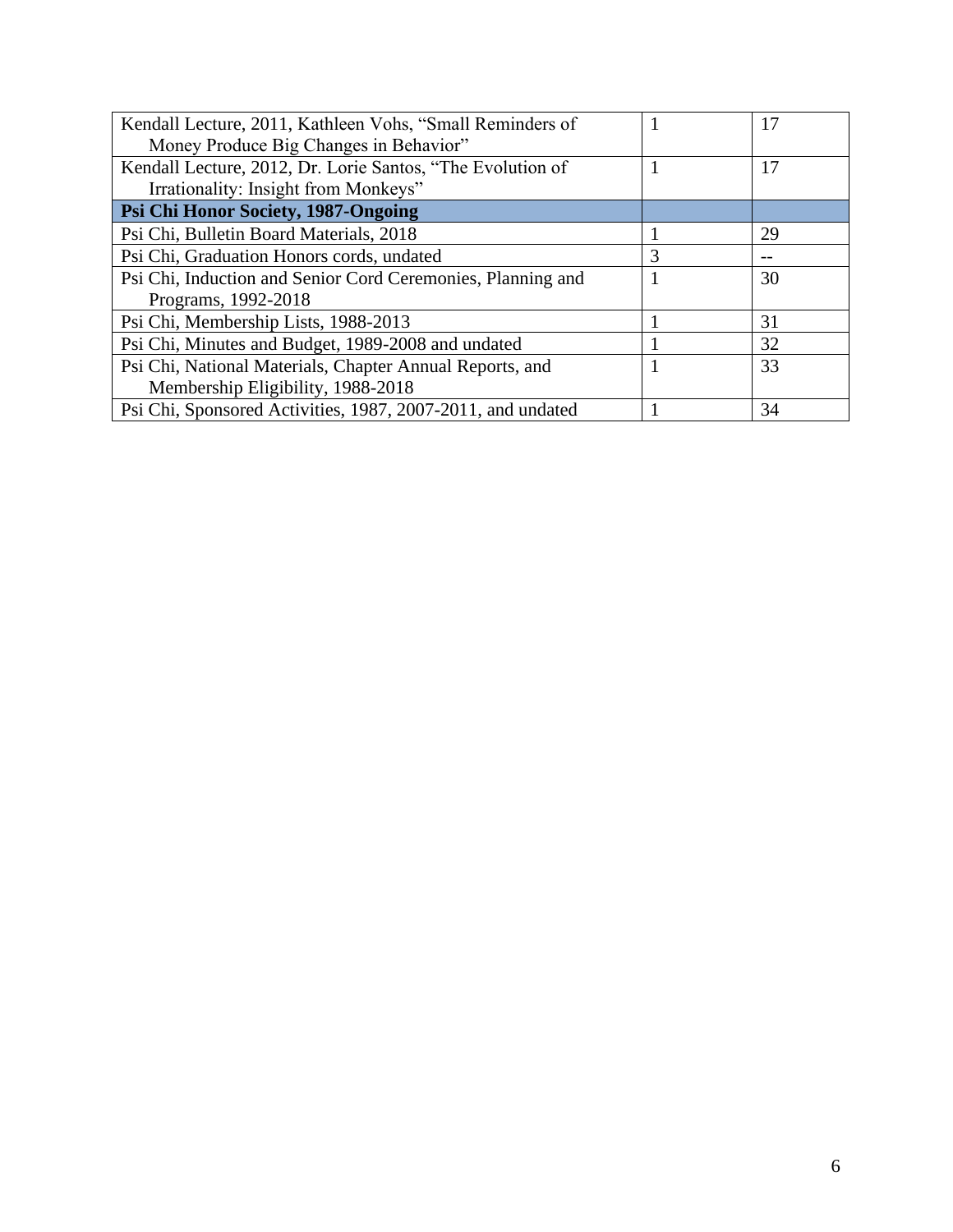| | | |
|---|---|---|
| Kendall Lecture, 2011, Kathleen Vohs, "Small Reminders of Money Produce Big Changes in Behavior" | 1 | 17 |
| Kendall Lecture, 2012, Dr. Lorie Santos, "The Evolution of Irrationality: Insight from Monkeys" | 1 | 17 |
| **Psi Chi Honor Society, 1987-Ongoing** | | |
| Psi Chi, Bulletin Board Materials, 2018 | 1 | 29 |
| Psi Chi, Graduation Honors cords, undated | 3 | -- |
| Psi Chi, Induction and Senior Cord Ceremonies, Planning and Programs, 1992-2018 | 1 | 30 |
| Psi Chi, Membership Lists, 1988-2013 | 1 | 31 |
| Psi Chi, Minutes and Budget, 1989-2008 and undated | 1 | 32 |
| Psi Chi, National Materials, Chapter Annual Reports, and Membership Eligibility, 1988-2018 | 1 | 33 |
| Psi Chi, Sponsored Activities, 1987, 2007-2011, and undated | 1 | 34 |